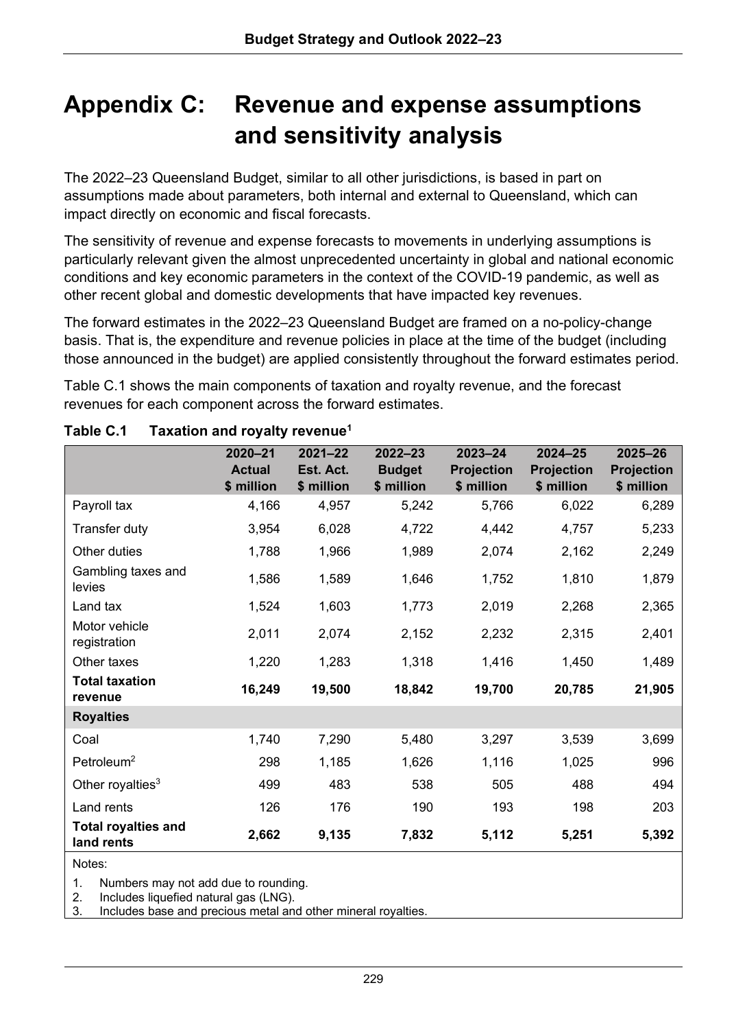# Appendix C: Revenue and expense assumptions and sensitivity analysis

The 2022–23 Queensland Budget, similar to all other jurisdictions, is based in part on assumptions made about parameters, both internal and external to Queensland, which can impact directly on economic and fiscal forecasts.

The sensitivity of revenue and expense forecasts to movements in underlying assumptions is particularly relevant given the almost unprecedented uncertainty in global and national economic conditions and key economic parameters in the context of the COVID-19 pandemic, as well as other recent global and domestic developments that have impacted key revenues.

The forward estimates in the 2022–23 Queensland Budget are framed on a no-policy-change basis. That is, the expenditure and revenue policies in place at the time of the budget (including those announced in the budget) are applied consistently throughout the forward estimates period.

Table C.1 shows the main components of taxation and royalty revenue, and the forecast revenues for each component across the forward estimates.

**Table C.1 Taxation and royalty revenue[1]**

| | 2020–21 Actual $ million | 2021–22 Est. Act. $ million | 2022–23 Budget $ million | 2023–24 Projection $ million | 2024–25 Projection $ million | 2025–26 Projection $ million |
|---|---|---|---|---|---|---|
| Payroll tax | 4,166 | 4,957 | 5,242 | 5,766 | 6,022 | 6,289 |
| Transfer duty | 3,954 | 6,028 | 4,722 | 4,442 | 4,757 | 5,233 |
| Other duties | 1,788 | 1,966 | 1,989 | 2,074 | 2,162 | 2,249 |
| Gambling taxes and levies | 1,586 | 1,589 | 1,646 | 1,752 | 1,810 | 1,879 |
| Land tax | 1,524 | 1,603 | 1,773 | 2,019 | 2,268 | 2,365 |
| Motor vehicle registration | 2,011 | 2,074 | 2,152 | 2,232 | 2,315 | 2,401 |
| Other taxes | 1,220 | 1,283 | 1,318 | 1,416 | 1,450 | 1,489 |
| **Total taxation revenue** | **16,249** | **19,500** | **18,842** | **19,700** | **20,785** | **21,905** |
| **Royalties** | | | | | | |
| Coal | 1,740 | 7,290 | 5,480 | 3,297 | 3,539 | 3,699 |
| Petroleum[2] | 298 | 1,185 | 1,626 | 1,116 | 1,025 | 996 |
| Other royalties[3] | 499 | 483 | 538 | 505 | 488 | 494 |
| Land rents | 126 | 176 | 190 | 193 | 198 | 203 |
| **Total royalties and land rents** | **2,662** | **9,135** | **7,832** | **5,112** | **5,251** | **5,392** |

Notes:

1. Numbers may not add due to rounding.
2. Includes liquefied natural gas (LNG).
3. Includes base and precious metal and other mineral royalties.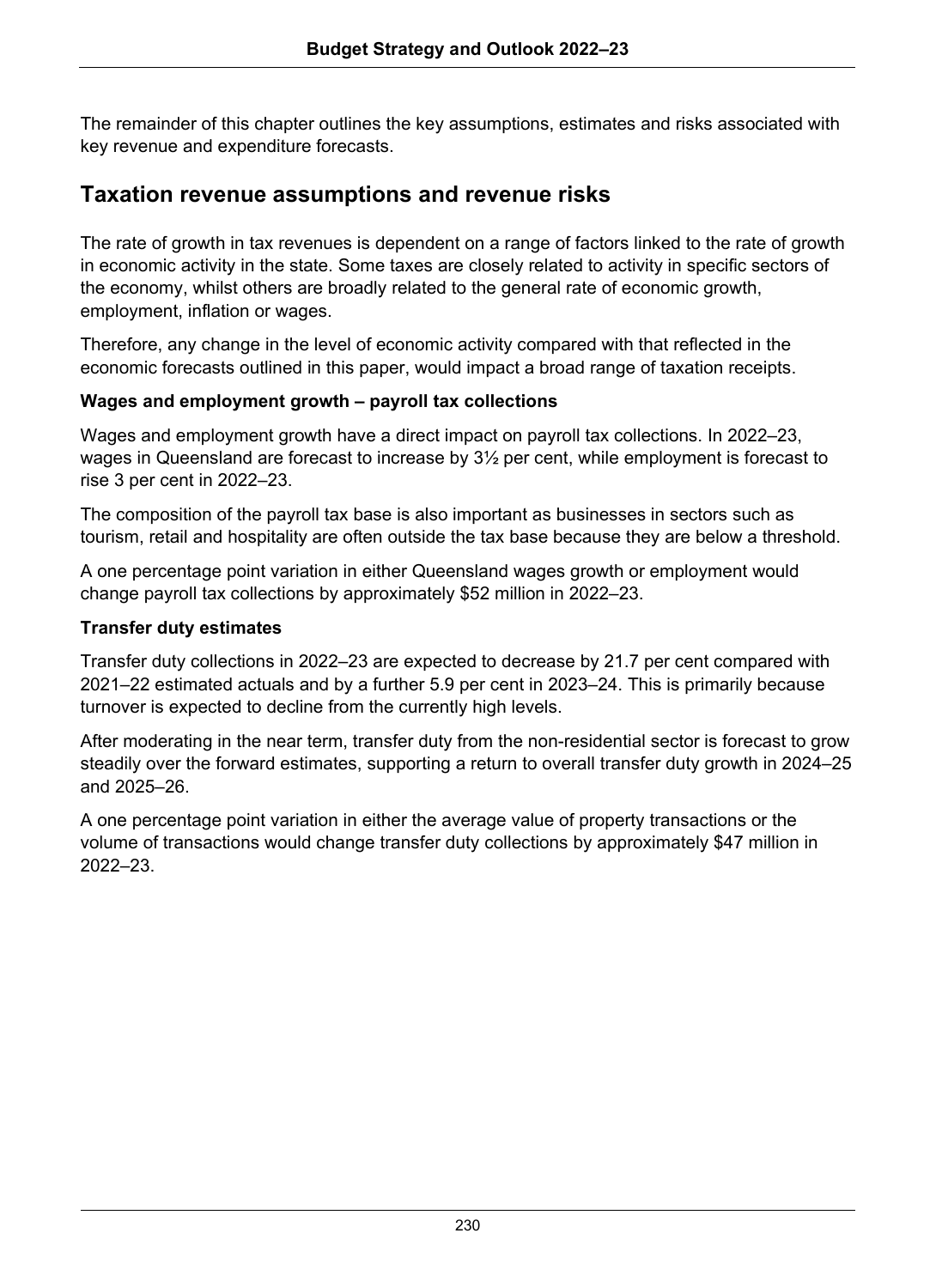The remainder of this chapter outlines the key assumptions, estimates and risks associated with key revenue and expenditure forecasts.

## Taxation revenue assumptions and revenue risks

The rate of growth in tax revenues is dependent on a range of factors linked to the rate of growth in economic activity in the state. Some taxes are closely related to activity in specific sectors of the economy, whilst others are broadly related to the general rate of economic growth, employment, inflation or wages.

Therefore, any change in the level of economic activity compared with that reflected in the economic forecasts outlined in this paper, would impact a broad range of taxation receipts.

### Wages and employment growth – payroll tax collections

Wages and employment growth have a direct impact on payroll tax collections. In 2022–23, wages in Queensland are forecast to increase by 3½ per cent, while employment is forecast to rise 3 per cent in 2022–23.

The composition of the payroll tax base is also important as businesses in sectors such as tourism, retail and hospitality are often outside the tax base because they are below a threshold.

A one percentage point variation in either Queensland wages growth or employment would change payroll tax collections by approximately $52 million in 2022–23.

### Transfer duty estimates

Transfer duty collections in 2022–23 are expected to decrease by 21.7 per cent compared with 2021–22 estimated actuals and by a further 5.9 per cent in 2023–24. This is primarily because turnover is expected to decline from the currently high levels.

After moderating in the near term, transfer duty from the non-residential sector is forecast to grow steadily over the forward estimates, supporting a return to overall transfer duty growth in 2024–25 and 2025–26.

A one percentage point variation in either the average value of property transactions or the volume of transactions would change transfer duty collections by approximately $47 million in 2022–23.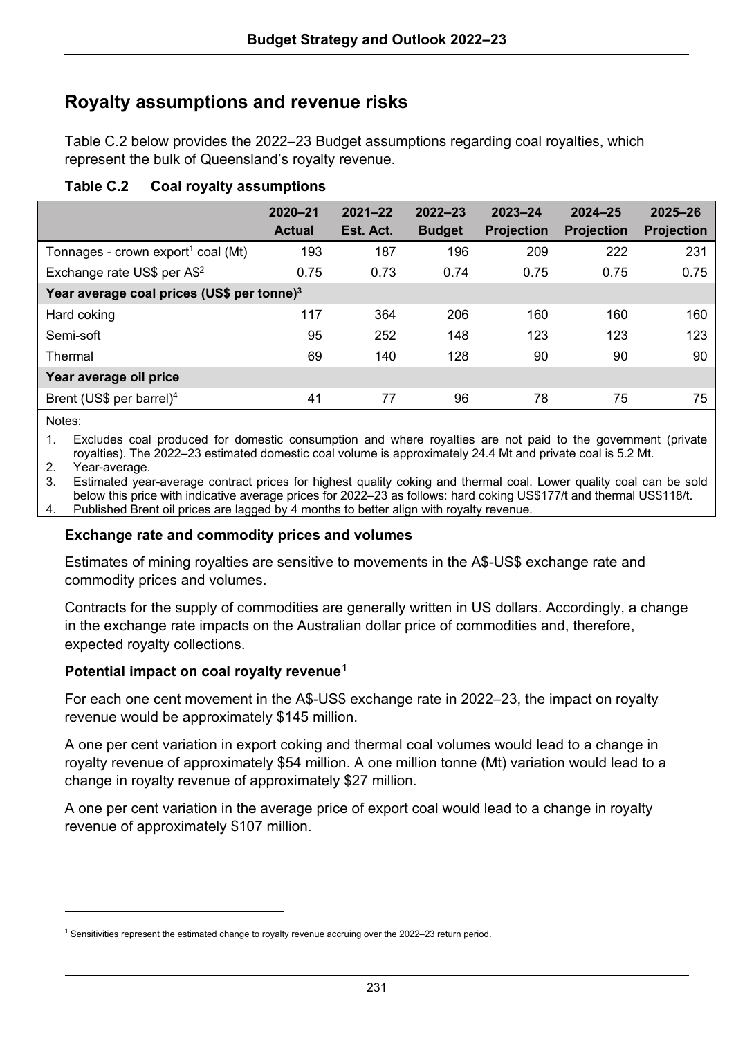## Royalty assumptions and revenue risks

Table C.2 below provides the 2022–23 Budget assumptions regarding coal royalties, which represent the bulk of Queensland's royalty revenue.

**Table C.2 Coal royalty assumptions**

| | 2020–21 Actual | 2021–22 Est. Act. | 2022–23 Budget | 2023–24 Projection | 2024–25 Projection | 2025–26 Projection |
|---|---|---|---|---|---|---|
| Tonnages - crown export[1] coal (Mt) | 193 | 187 | 196 | 209 | 222 | 231 |
| Exchange rate US$ per A$[2] | 0.75 | 0.73 | 0.74 | 0.75 | 0.75 | 0.75 |
| **Year average coal prices (US$ per tonne)[3]** | | | | | | |
| Hard coking | 117 | 364 | 206 | 160 | 160 | 160 |
| Semi-soft | 95 | 252 | 148 | 123 | 123 | 123 |
| Thermal | 69 | 140 | 128 | 90 | 90 | 90 |
| **Year average oil price** | | | | | | |
| Brent (US$ per barrel)[4] | 41 | 77 | 96 | 78 | 75 | 75 |

Notes:

1. Excludes coal produced for domestic consumption and where royalties are not paid to the government (private royalties). The 2022–23 estimated domestic coal volume is approximately 24.4 Mt and private coal is 5.2 Mt.
2. Year-average.
3. Estimated year-average contract prices for highest quality coking and thermal coal. Lower quality coal can be sold below this price with indicative average prices for 2022–23 as follows: hard coking US$177/t and thermal US$118/t.
4. Published Brent oil prices are lagged by 4 months to better align with royalty revenue.

### Exchange rate and commodity prices and volumes

Estimates of mining royalties are sensitive to movements in the A$-US$ exchange rate and commodity prices and volumes.

Contracts for the supply of commodities are generally written in US dollars. Accordingly, a change in the exchange rate impacts on the Australian dollar price of commodities and, therefore, expected royalty collections.

### Potential impact on coal royalty revenue[1]

For each one cent movement in the A$-US$ exchange rate in 2022–23, the impact on royalty revenue would be approximately $145 million.

A one per cent variation in export coking and thermal coal volumes would lead to a change in royalty revenue of approximately $54 million. A one million tonne (Mt) variation would lead to a change in royalty revenue of approximately $27 million.

A one per cent variation in the average price of export coal would lead to a change in royalty revenue of approximately $107 million.

---

[1] Sensitivities represent the estimated change to royalty revenue accruing over the 2022–23 return period.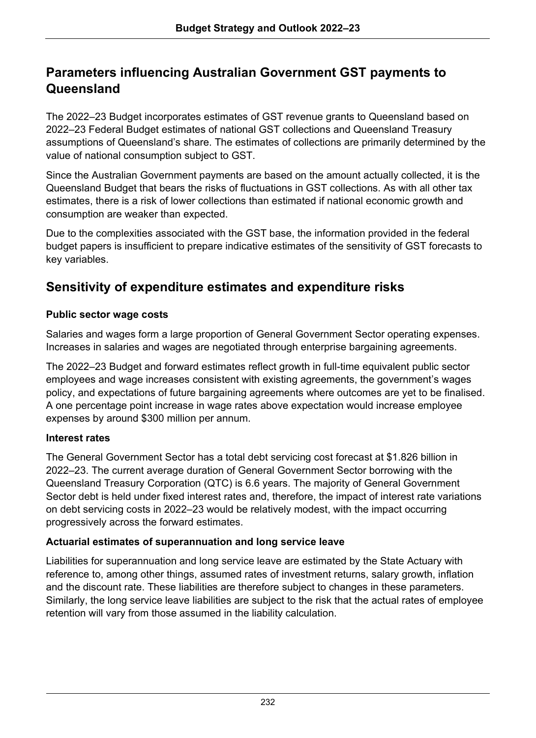## Parameters influencing Australian Government GST payments to Queensland

The 2022–23 Budget incorporates estimates of GST revenue grants to Queensland based on 2022–23 Federal Budget estimates of national GST collections and Queensland Treasury assumptions of Queensland's share. The estimates of collections are primarily determined by the value of national consumption subject to GST.

Since the Australian Government payments are based on the amount actually collected, it is the Queensland Budget that bears the risks of fluctuations in GST collections. As with all other tax estimates, there is a risk of lower collections than estimated if national economic growth and consumption are weaker than expected.

Due to the complexities associated with the GST base, the information provided in the federal budget papers is insufficient to prepare indicative estimates of the sensitivity of GST forecasts to key variables.

## Sensitivity of expenditure estimates and expenditure risks

### Public sector wage costs

Salaries and wages form a large proportion of General Government Sector operating expenses. Increases in salaries and wages are negotiated through enterprise bargaining agreements.

The 2022–23 Budget and forward estimates reflect growth in full-time equivalent public sector employees and wage increases consistent with existing agreements, the government's wages policy, and expectations of future bargaining agreements where outcomes are yet to be finalised. A one percentage point increase in wage rates above expectation would increase employee expenses by around $300 million per annum.

### Interest rates

The General Government Sector has a total debt servicing cost forecast at $1.826 billion in 2022–23. The current average duration of General Government Sector borrowing with the Queensland Treasury Corporation (QTC) is 6.6 years. The majority of General Government Sector debt is held under fixed interest rates and, therefore, the impact of interest rate variations on debt servicing costs in 2022–23 would be relatively modest, with the impact occurring progressively across the forward estimates.

### Actuarial estimates of superannuation and long service leave

Liabilities for superannuation and long service leave are estimated by the State Actuary with reference to, among other things, assumed rates of investment returns, salary growth, inflation and the discount rate. These liabilities are therefore subject to changes in these parameters. Similarly, the long service leave liabilities are subject to the risk that the actual rates of employee retention will vary from those assumed in the liability calculation.